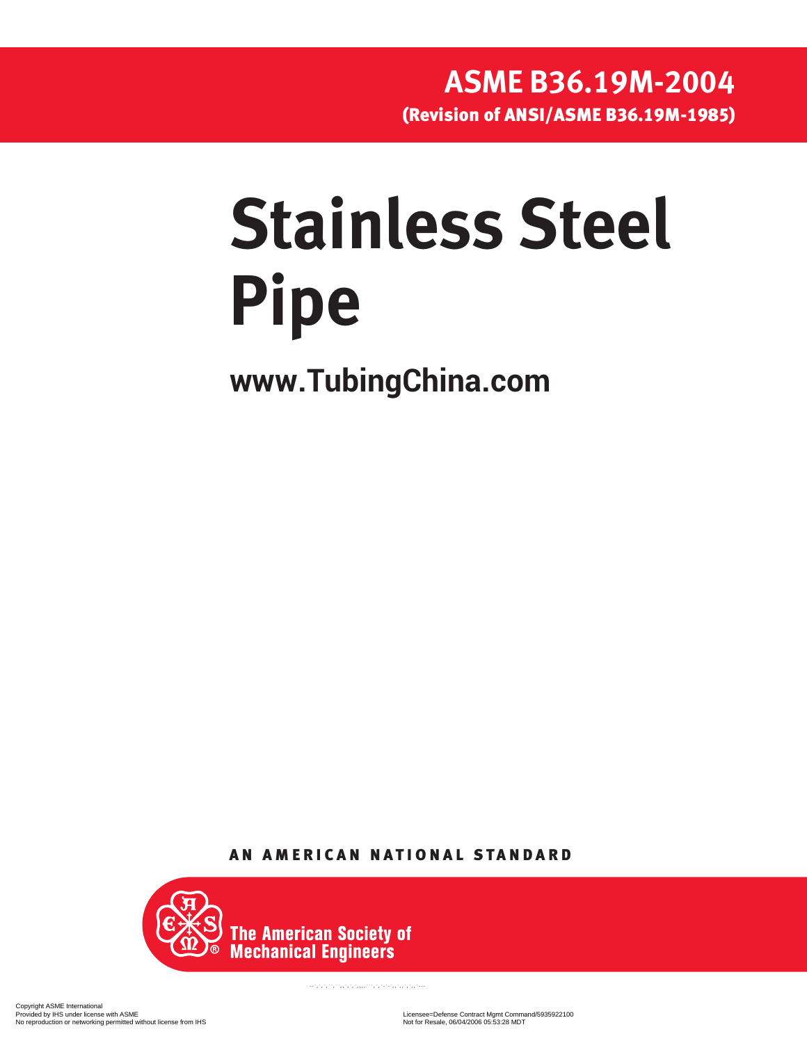**ASME B36.19M-2004**

**(Revision of ANSI/ASME B36.19M-1985)**

# Stainless Steel Pipe

**www.TubingChina.com**

**AN AMERICAN NATIONAL STANDARD**

**The American Society of Mechanical Engineers**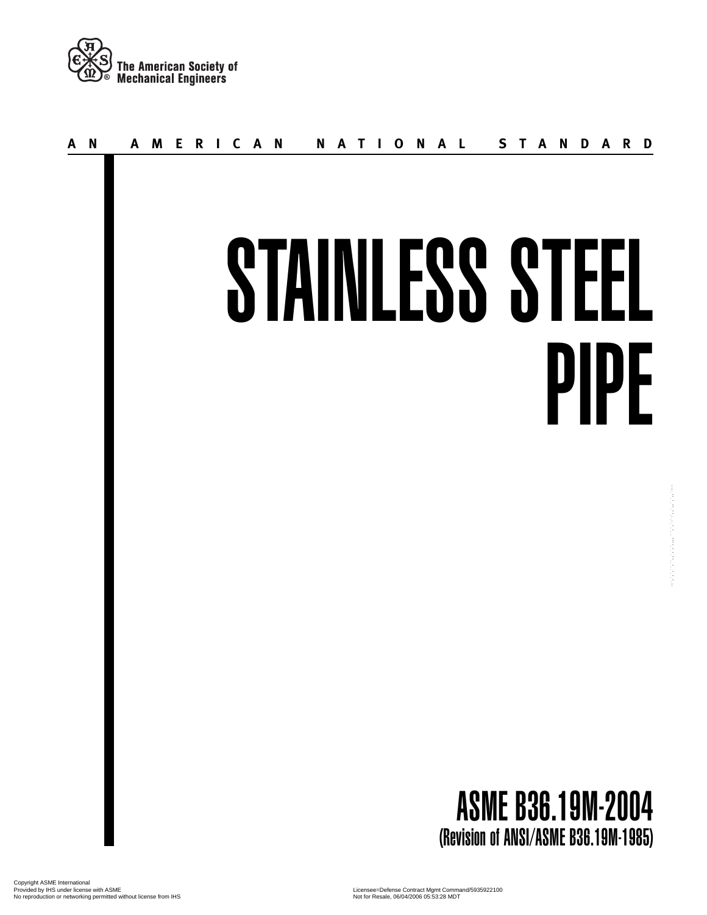The American Society of Mechanical Engineers

AN AMERICAN NATIONAL STANDARD

# STAINLESS STEEL PIPE

## ASME B36.19M-2004
(Revision of ANSI/ASME B36.19M-1985)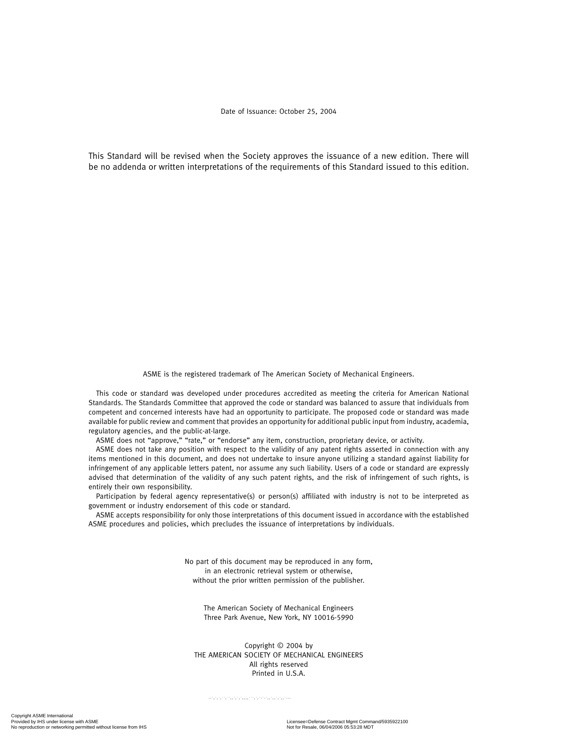Date of Issuance: October 25, 2004

This Standard will be revised when the Society approves the issuance of a new edition. There will be no addenda or written interpretations of the requirements of this Standard issued to this edition.

ASME is the registered trademark of The American Society of Mechanical Engineers.

This code or standard was developed under procedures accredited as meeting the criteria for American National Standards. The Standards Committee that approved the code or standard was balanced to assure that individuals from competent and concerned interests have had an opportunity to participate. The proposed code or standard was made available for public review and comment that provides an opportunity for additional public input from industry, academia, regulatory agencies, and the public-at-large.

ASME does not "approve," "rate," or "endorse" any item, construction, proprietary device, or activity.

ASME does not take any position with respect to the validity of any patent rights asserted in connection with any items mentioned in this document, and does not undertake to insure anyone utilizing a standard against liability for infringement of any applicable letters patent, nor assume any such liability. Users of a code or standard are expressly advised that determination of the validity of any such patent rights, and the risk of infringement of such rights, is entirely their own responsibility.

Participation by federal agency representative(s) or person(s) affiliated with industry is not to be interpreted as government or industry endorsement of this code or standard.

ASME accepts responsibility for only those interpretations of this document issued in accordance with the established ASME procedures and policies, which precludes the issuance of interpretations by individuals.

No part of this document may be reproduced in any form,
in an electronic retrieval system or otherwise,
without the prior written permission of the publisher.

The American Society of Mechanical Engineers
Three Park Avenue, New York, NY 10016-5990

Copyright © 2004 by
THE AMERICAN SOCIETY OF MECHANICAL ENGINEERS
All rights reserved
Printed in U.S.A.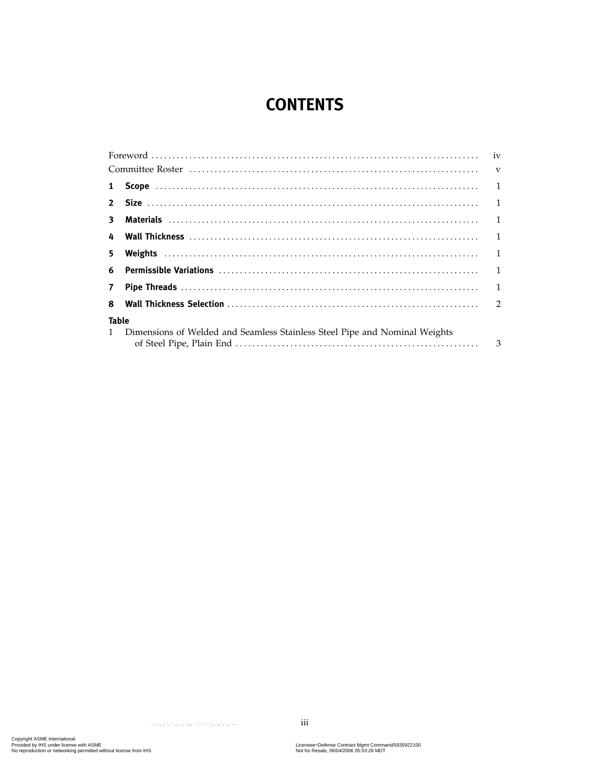# CONTENTS

| | |
|---|---|
| Foreword | iv |
| Committee Roster | v |
| **1 Scope** | 1 |
| **2 Size** | 1 |
| **3 Materials** | 1 |
| **4 Wall Thickness** | 1 |
| **5 Weights** | 1 |
| **6 Permissible Variations** | 1 |
| **7 Pipe Threads** | 1 |
| **8 Wall Thickness Selection** | 2 |

**Table**

| | |
|---|---|
| 1 Dimensions of Welded and Seamless Stainless Steel Pipe and Nominal Weights of Steel Pipe, Plain End | 3 |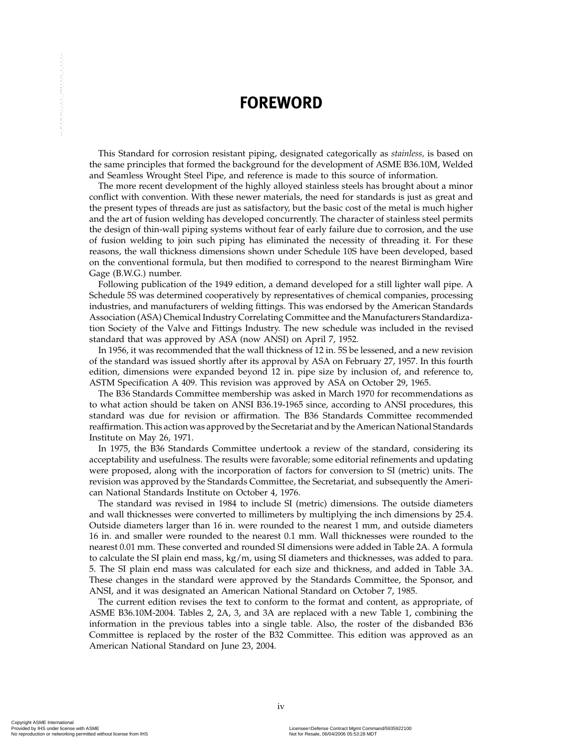# FOREWORD

This Standard for corrosion resistant piping, designated categorically as *stainless,* is based on the same principles that formed the background for the development of ASME B36.10M, Welded and Seamless Wrought Steel Pipe, and reference is made to this source of information.

The more recent development of the highly alloyed stainless steels has brought about a minor conflict with convention. With these newer materials, the need for standards is just as great and the present types of threads are just as satisfactory, but the basic cost of the metal is much higher and the art of fusion welding has developed concurrently. The character of stainless steel permits the design of thin-wall piping systems without fear of early failure due to corrosion, and the use of fusion welding to join such piping has eliminated the necessity of threading it. For these reasons, the wall thickness dimensions shown under Schedule 10S have been developed, based on the conventional formula, but then modified to correspond to the nearest Birmingham Wire Gage (B.W.G.) number.

Following publication of the 1949 edition, a demand developed for a still lighter wall pipe. A Schedule 5S was determined cooperatively by representatives of chemical companies, processing industries, and manufacturers of welding fittings. This was endorsed by the American Standards Association (ASA) Chemical Industry Correlating Committee and the Manufacturers Standardization Society of the Valve and Fittings Industry. The new schedule was included in the revised standard that was approved by ASA (now ANSI) on April 7, 1952.

In 1956, it was recommended that the wall thickness of 12 in. 5S be lessened, and a new revision of the standard was issued shortly after its approval by ASA on February 27, 1957. In this fourth edition, dimensions were expanded beyond 12 in. pipe size by inclusion of, and reference to, ASTM Specification A 409. This revision was approved by ASA on October 29, 1965.

The B36 Standards Committee membership was asked in March 1970 for recommendations as to what action should be taken on ANSI B36.19-1965 since, according to ANSI procedures, this standard was due for revision or affirmation. The B36 Standards Committee recommended reaffirmation. This action was approved by the Secretariat and by the American National Standards Institute on May 26, 1971.

In 1975, the B36 Standards Committee undertook a review of the standard, considering its acceptability and usefulness. The results were favorable; some editorial refinements and updating were proposed, along with the incorporation of factors for conversion to SI (metric) units. The revision was approved by the Standards Committee, the Secretariat, and subsequently the American National Standards Institute on October 4, 1976.

The standard was revised in 1984 to include SI (metric) dimensions. The outside diameters and wall thicknesses were converted to millimeters by multiplying the inch dimensions by 25.4. Outside diameters larger than 16 in. were rounded to the nearest 1 mm, and outside diameters 16 in. and smaller were rounded to the nearest 0.1 mm. Wall thicknesses were rounded to the nearest 0.01 mm. These converted and rounded SI dimensions were added in Table 2A. A formula to calculate the SI plain end mass, kg/m, using SI diameters and thicknesses, was added to para. 5. The SI plain end mass was calculated for each size and thickness, and added in Table 3A. These changes in the standard were approved by the Standards Committee, the Sponsor, and ANSI, and it was designated an American National Standard on October 7, 1985.

The current edition revises the text to conform to the format and content, as appropriate, of ASME B36.10M-2004. Tables 2, 2A, 3, and 3A are replaced with a new Table 1, combining the information in the previous tables into a single table. Also, the roster of the disbanded B36 Committee is replaced by the roster of the B32 Committee. This edition was approved as an American National Standard on June 23, 2004.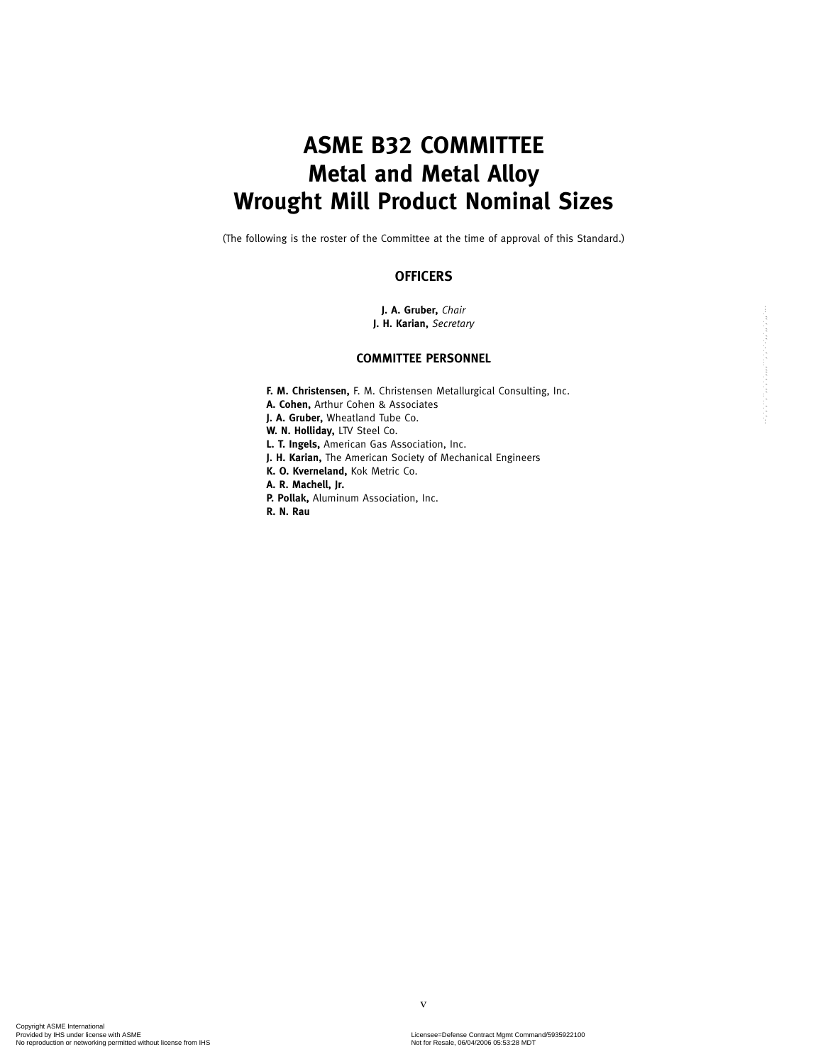# ASME B32 COMMITTEE
# Metal and Metal Alloy
# Wrought Mill Product Nominal Sizes

(The following is the roster of the Committee at the time of approval of this Standard.)

## OFFICERS

**J. A. Gruber,** *Chair*
**J. H. Karian,** *Secretary*

## COMMITTEE PERSONNEL

**F. M. Christensen,** F. M. Christensen Metallurgical Consulting, Inc.
**A. Cohen,** Arthur Cohen & Associates
**J. A. Gruber,** Wheatland Tube Co.
**W. N. Holliday,** LTV Steel Co.
**L. T. Ingels,** American Gas Association, Inc.
**J. H. Karian,** The American Society of Mechanical Engineers
**K. O. Kverneland,** Kok Metric Co.
**A. R. Machell, Jr.**
**P. Pollak,** Aluminum Association, Inc.
**R. N. Rau**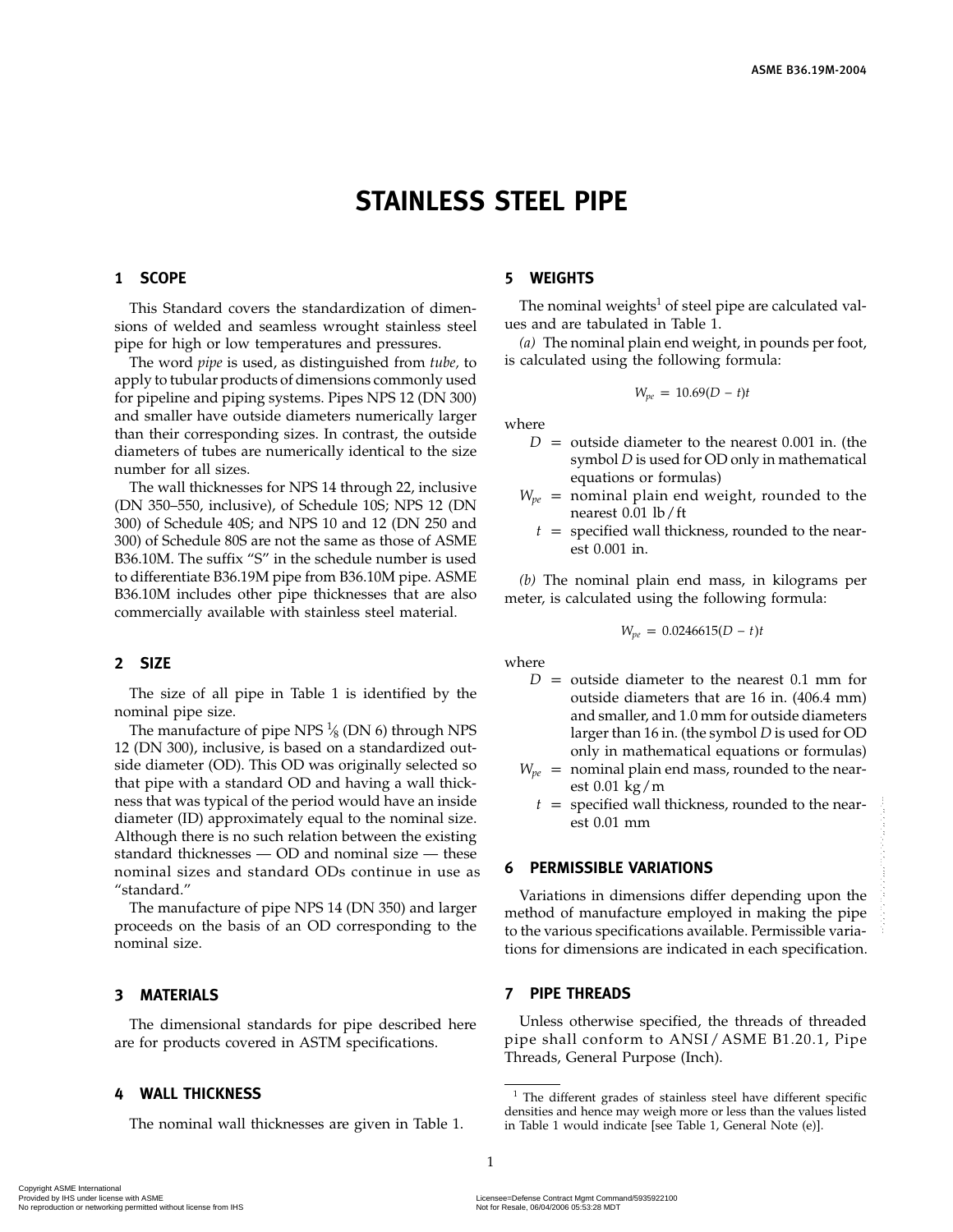# STAINLESS STEEL PIPE

## 1 SCOPE

This Standard covers the standardization of dimensions of welded and seamless wrought stainless steel pipe for high or low temperatures and pressures.

The word *pipe* is used, as distinguished from *tube,* to apply to tubular products of dimensions commonly used for pipeline and piping systems. Pipes NPS 12 (DN 300) and smaller have outside diameters numerically larger than their corresponding sizes. In contrast, the outside diameters of tubes are numerically identical to the size number for all sizes.

The wall thicknesses for NPS 14 through 22, inclusive (DN 350–550, inclusive), of Schedule 10S; NPS 12 (DN 300) of Schedule 40S; and NPS 10 and 12 (DN 250 and 300) of Schedule 80S are not the same as those of ASME B36.10M. The suffix "S" in the schedule number is used to differentiate B36.19M pipe from B36.10M pipe. ASME B36.10M includes other pipe thicknesses that are also commercially available with stainless steel material.

## 2 SIZE

The size of all pipe in Table 1 is identified by the nominal pipe size.

The manufacture of pipe NPS ⅛ (DN 6) through NPS 12 (DN 300), inclusive, is based on a standardized outside diameter (OD). This OD was originally selected so that pipe with a standard OD and having a wall thickness that was typical of the period would have an inside diameter (ID) approximately equal to the nominal size. Although there is no such relation between the existing standard thicknesses — OD and nominal size — these nominal sizes and standard ODs continue in use as "standard."

The manufacture of pipe NPS 14 (DN 350) and larger proceeds on the basis of an OD corresponding to the nominal size.

## 3 MATERIALS

The dimensional standards for pipe described here are for products covered in ASTM specifications.

## 4 WALL THICKNESS

The nominal wall thicknesses are given in Table 1.

## 5 WEIGHTS

The nominal weights[1] of steel pipe are calculated values and are tabulated in Table 1.

*(a)* The nominal plain end weight, in pounds per foot, is calculated using the following formula:

$$W_{pe} = 10.69(D - t)t$$

where

- $D$ = outside diameter to the nearest 0.001 in. (the symbol $D$ is used for OD only in mathematical equations or formulas)
- $W_{pe}$ = nominal plain end weight, rounded to the nearest 0.01 lb / ft
- $t$ = specified wall thickness, rounded to the nearest 0.001 in.

*(b)* The nominal plain end mass, in kilograms per meter, is calculated using the following formula:

$$W_{pe} = 0.0246615(D - t)t$$

where

- $D$ = outside diameter to the nearest 0.1 mm for outside diameters that are 16 in. (406.4 mm) and smaller, and 1.0 mm for outside diameters larger than 16 in. (the symbol $D$ is used for OD only in mathematical equations or formulas)
- $W_{pe}$ = nominal plain end mass, rounded to the nearest 0.01 kg / m
- $t$ = specified wall thickness, rounded to the nearest 0.01 mm

## 6 PERMISSIBLE VARIATIONS

Variations in dimensions differ depending upon the method of manufacture employed in making the pipe to the various specifications available. Permissible variations for dimensions are indicated in each specification.

## 7 PIPE THREADS

Unless otherwise specified, the threads of threaded pipe shall conform to ANSI / ASME B1.20.1, Pipe Threads, General Purpose (Inch).

---

[1] The different grades of stainless steel have different specific densities and hence may weigh more or less than the values listed in Table 1 would indicate [see Table 1, General Note (e)].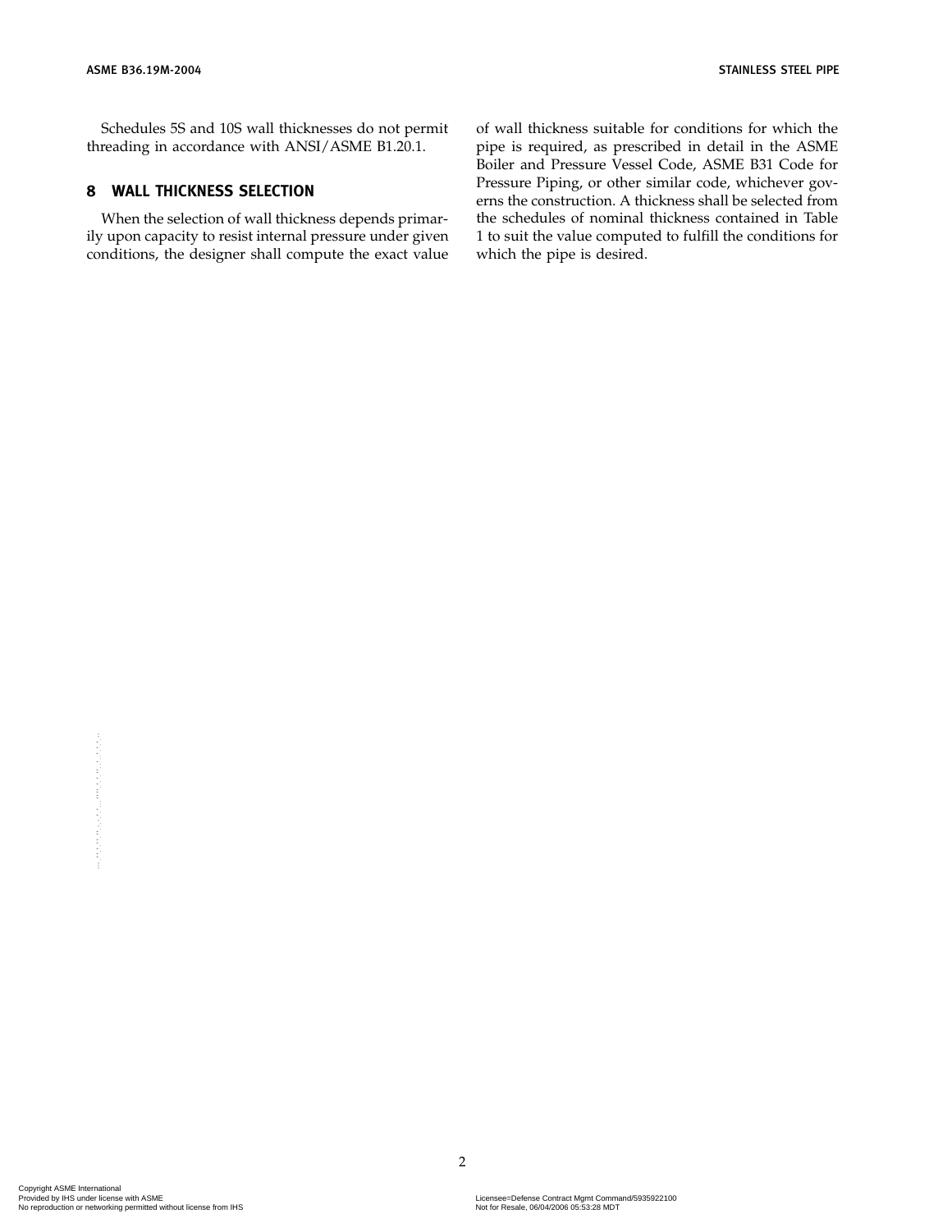Schedules 5S and 10S wall thicknesses do not permit threading in accordance with ANSI/ASME B1.20.1.

## 8 WALL THICKNESS SELECTION

When the selection of wall thickness depends primarily upon capacity to resist internal pressure under given conditions, the designer shall compute the exact value of wall thickness suitable for conditions for which the pipe is required, as prescribed in detail in the ASME Boiler and Pressure Vessel Code, ASME B31 Code for Pressure Piping, or other similar code, whichever governs the construction. A thickness shall be selected from the schedules of nominal thickness contained in Table 1 to suit the value computed to fulfill the conditions for which the pipe is desired.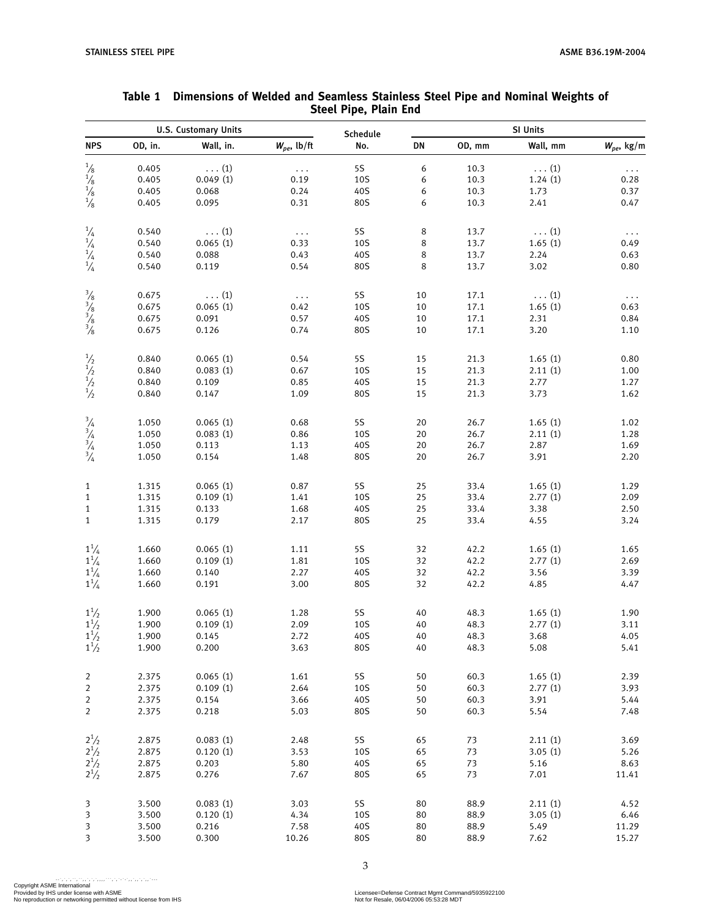## Table 1 Dimensions of Welded and Seamless Stainless Steel Pipe and Nominal Weights of Steel Pipe, Plain End

| U.S. Customary Units | | | | Schedule | SI Units | | | |
|---|---|---|---|---|---|---|---|---|
| NPS | OD, in. | Wall, in. | $W_{pe}$, lb/ft | No. | DN | OD, mm | Wall, mm | $W_{pe}$, kg/m |
| 1/8 | 0.405 | . . . (1) | . . . | 5S | 6 | 10.3 | . . . (1) | . . . |
| 1/8 | 0.405 | 0.049 (1) | 0.19 | 10S | 6 | 10.3 | 1.24 (1) | 0.28 |
| 1/8 | 0.405 | 0.068 | 0.24 | 40S | 6 | 10.3 | 1.73 | 0.37 |
| 1/8 | 0.405 | 0.095 | 0.31 | 80S | 6 | 10.3 | 2.41 | 0.47 |
| 1/4 | 0.540 | . . . (1) | . . . | 5S | 8 | 13.7 | . . . (1) | . . . |
| 1/4 | 0.540 | 0.065 (1) | 0.33 | 10S | 8 | 13.7 | 1.65 (1) | 0.49 |
| 1/4 | 0.540 | 0.088 | 0.43 | 40S | 8 | 13.7 | 2.24 | 0.63 |
| 1/4 | 0.540 | 0.119 | 0.54 | 80S | 8 | 13.7 | 3.02 | 0.80 |
| 3/8 | 0.675 | . . . (1) | . . . | 5S | 10 | 17.1 | . . . (1) | . . . |
| 3/8 | 0.675 | 0.065 (1) | 0.42 | 10S | 10 | 17.1 | 1.65 (1) | 0.63 |
| 3/8 | 0.675 | 0.091 | 0.57 | 40S | 10 | 17.1 | 2.31 | 0.84 |
| 3/8 | 0.675 | 0.126 | 0.74 | 80S | 10 | 17.1 | 3.20 | 1.10 |
| 1/2 | 0.840 | 0.065 (1) | 0.54 | 5S | 15 | 21.3 | 1.65 (1) | 0.80 |
| 1/2 | 0.840 | 0.083 (1) | 0.67 | 10S | 15 | 21.3 | 2.11 (1) | 1.00 |
| 1/2 | 0.840 | 0.109 | 0.85 | 40S | 15 | 21.3 | 2.77 | 1.27 |
| 1/2 | 0.840 | 0.147 | 1.09 | 80S | 15 | 21.3 | 3.73 | 1.62 |
| 3/4 | 1.050 | 0.065 (1) | 0.68 | 5S | 20 | 26.7 | 1.65 (1) | 1.02 |
| 3/4 | 1.050 | 0.083 (1) | 0.86 | 10S | 20 | 26.7 | 2.11 (1) | 1.28 |
| 3/4 | 1.050 | 0.113 | 1.13 | 40S | 20 | 26.7 | 2.87 | 1.69 |
| 3/4 | 1.050 | 0.154 | 1.48 | 80S | 20 | 26.7 | 3.91 | 2.20 |
| 1 | 1.315 | 0.065 (1) | 0.87 | 5S | 25 | 33.4 | 1.65 (1) | 1.29 |
| 1 | 1.315 | 0.109 (1) | 1.41 | 10S | 25 | 33.4 | 2.77 (1) | 2.09 |
| 1 | 1.315 | 0.133 | 1.68 | 40S | 25 | 33.4 | 3.38 | 2.50 |
| 1 | 1.315 | 0.179 | 2.17 | 80S | 25 | 33.4 | 4.55 | 3.24 |
| 1 1/4 | 1.660 | 0.065 (1) | 1.11 | 5S | 32 | 42.2 | 1.65 (1) | 1.65 |
| 1 1/4 | 1.660 | 0.109 (1) | 1.81 | 10S | 32 | 42.2 | 2.77 (1) | 2.69 |
| 1 1/4 | 1.660 | 0.140 | 2.27 | 40S | 32 | 42.2 | 3.56 | 3.39 |
| 1 1/4 | 1.660 | 0.191 | 3.00 | 80S | 32 | 42.2 | 4.85 | 4.47 |
| 1 1/2 | 1.900 | 0.065 (1) | 1.28 | 5S | 40 | 48.3 | 1.65 (1) | 1.90 |
| 1 1/2 | 1.900 | 0.109 (1) | 2.09 | 10S | 40 | 48.3 | 2.77 (1) | 3.11 |
| 1 1/2 | 1.900 | 0.145 | 2.72 | 40S | 40 | 48.3 | 3.68 | 4.05 |
| 1 1/2 | 1.900 | 0.200 | 3.63 | 80S | 40 | 48.3 | 5.08 | 5.41 |
| 2 | 2.375 | 0.065 (1) | 1.61 | 5S | 50 | 60.3 | 1.65 (1) | 2.39 |
| 2 | 2.375 | 0.109 (1) | 2.64 | 10S | 50 | 60.3 | 2.77 (1) | 3.93 |
| 2 | 2.375 | 0.154 | 3.66 | 40S | 50 | 60.3 | 3.91 | 5.44 |
| 2 | 2.375 | 0.218 | 5.03 | 80S | 50 | 60.3 | 5.54 | 7.48 |
| 2 1/2 | 2.875 | 0.083 (1) | 2.48 | 5S | 65 | 73 | 2.11 (1) | 3.69 |
| 2 1/2 | 2.875 | 0.120 (1) | 3.53 | 10S | 65 | 73 | 3.05 (1) | 5.26 |
| 2 1/2 | 2.875 | 0.203 | 5.80 | 40S | 65 | 73 | 5.16 | 8.63 |
| 2 1/2 | 2.875 | 0.276 | 7.67 | 80S | 65 | 73 | 7.01 | 11.41 |
| 3 | 3.500 | 0.083 (1) | 3.03 | 5S | 80 | 88.9 | 2.11 (1) | 4.52 |
| 3 | 3.500 | 0.120 (1) | 4.34 | 10S | 80 | 88.9 | 3.05 (1) | 6.46 |
| 3 | 3.500 | 0.216 | 7.58 | 40S | 80 | 88.9 | 5.49 | 11.29 |
| 3 | 3.500 | 0.300 | 10.26 | 80S | 80 | 88.9 | 7.62 | 15.27 |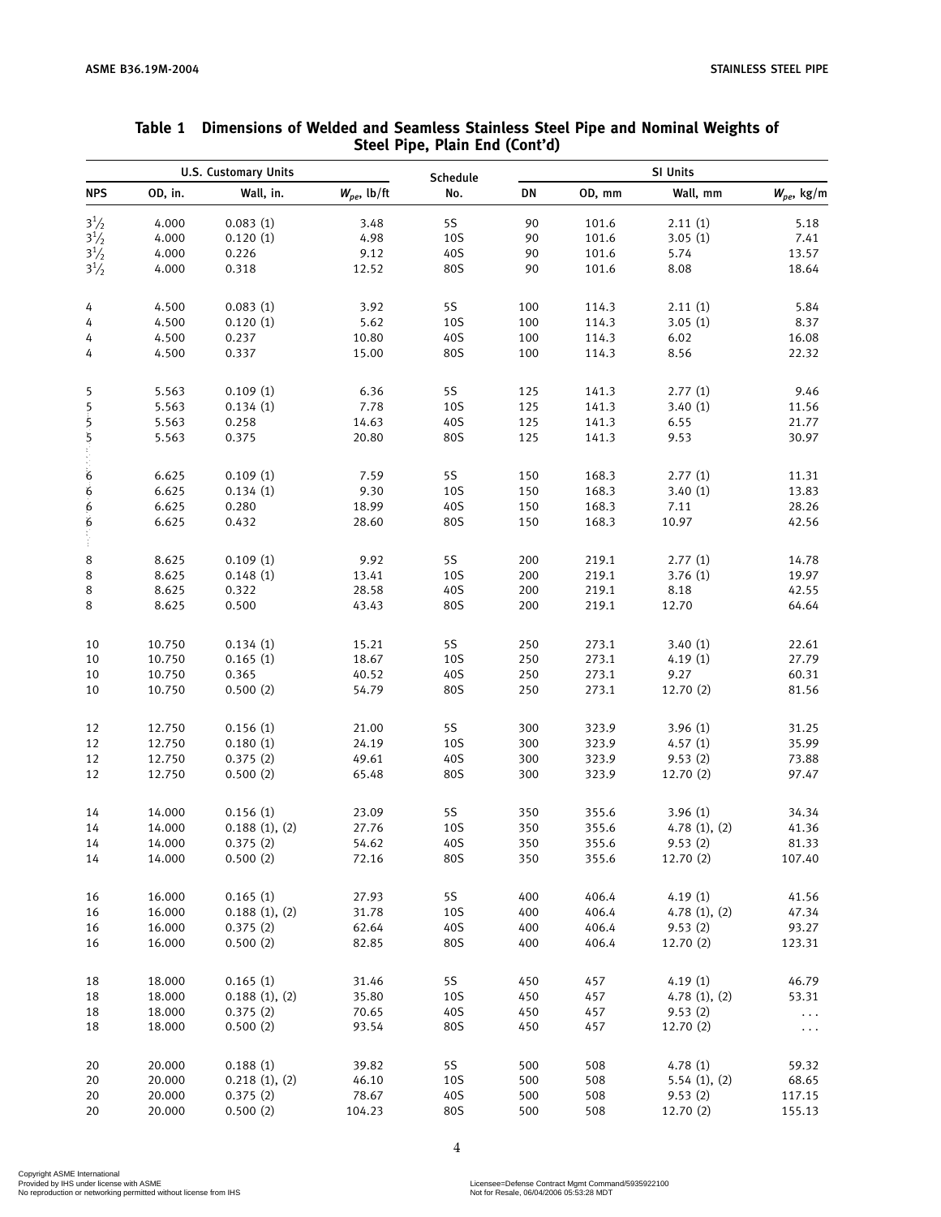## Table 1 Dimensions of Welded and Seamless Stainless Steel Pipe and Nominal Weights of Steel Pipe, Plain End (Cont'd)

| U.S. Customary Units | | | | Schedule | SI Units | | | |
|---|---|---|---|---|---|---|---|---|
| NPS | OD, in. | Wall, in. | $W_{pe}$, lb/ft | No. | DN | OD, mm | Wall, mm | $W_{pe}$, kg/m |
| $3\frac{1}{2}$ | 4.000 | 0.083 (1) | 3.48 | 5S | 90 | 101.6 | 2.11 (1) | 5.18 |
| $3\frac{1}{2}$ | 4.000 | 0.120 (1) | 4.98 | 10S | 90 | 101.6 | 3.05 (1) | 7.41 |
| $3\frac{1}{2}$ | 4.000 | 0.226 | 9.12 | 40S | 90 | 101.6 | 5.74 | 13.57 |
| $3\frac{1}{2}$ | 4.000 | 0.318 | 12.52 | 80S | 90 | 101.6 | 8.08 | 18.64 |
| 4 | 4.500 | 0.083 (1) | 3.92 | 5S | 100 | 114.3 | 2.11 (1) | 5.84 |
| 4 | 4.500 | 0.120 (1) | 5.62 | 10S | 100 | 114.3 | 3.05 (1) | 8.37 |
| 4 | 4.500 | 0.237 | 10.80 | 40S | 100 | 114.3 | 6.02 | 16.08 |
| 4 | 4.500 | 0.337 | 15.00 | 80S | 100 | 114.3 | 8.56 | 22.32 |
| 5 | 5.563 | 0.109 (1) | 6.36 | 5S | 125 | 141.3 | 2.77 (1) | 9.46 |
| 5 | 5.563 | 0.134 (1) | 7.78 | 10S | 125 | 141.3 | 3.40 (1) | 11.56 |
| 5 | 5.563 | 0.258 | 14.63 | 40S | 125 | 141.3 | 6.55 | 21.77 |
| 5 | 5.563 | 0.375 | 20.80 | 80S | 125 | 141.3 | 9.53 | 30.97 |
| 6 | 6.625 | 0.109 (1) | 7.59 | 5S | 150 | 168.3 | 2.77 (1) | 11.31 |
| 6 | 6.625 | 0.134 (1) | 9.30 | 10S | 150 | 168.3 | 3.40 (1) | 13.83 |
| 6 | 6.625 | 0.280 | 18.99 | 40S | 150 | 168.3 | 7.11 | 28.26 |
| 6 | 6.625 | 0.432 | 28.60 | 80S | 150 | 168.3 | 10.97 | 42.56 |
| 8 | 8.625 | 0.109 (1) | 9.92 | 5S | 200 | 219.1 | 2.77 (1) | 14.78 |
| 8 | 8.625 | 0.148 (1) | 13.41 | 10S | 200 | 219.1 | 3.76 (1) | 19.97 |
| 8 | 8.625 | 0.322 | 28.58 | 40S | 200 | 219.1 | 8.18 | 42.55 |
| 8 | 8.625 | 0.500 | 43.43 | 80S | 200 | 219.1 | 12.70 | 64.64 |
| 10 | 10.750 | 0.134 (1) | 15.21 | 5S | 250 | 273.1 | 3.40 (1) | 22.61 |
| 10 | 10.750 | 0.165 (1) | 18.67 | 10S | 250 | 273.1 | 4.19 (1) | 27.79 |
| 10 | 10.750 | 0.365 | 40.52 | 40S | 250 | 273.1 | 9.27 | 60.31 |
| 10 | 10.750 | 0.500 (2) | 54.79 | 80S | 250 | 273.1 | 12.70 (2) | 81.56 |
| 12 | 12.750 | 0.156 (1) | 21.00 | 5S | 300 | 323.9 | 3.96 (1) | 31.25 |
| 12 | 12.750 | 0.180 (1) | 24.19 | 10S | 300 | 323.9 | 4.57 (1) | 35.99 |
| 12 | 12.750 | 0.375 (2) | 49.61 | 40S | 300 | 323.9 | 9.53 (2) | 73.88 |
| 12 | 12.750 | 0.500 (2) | 65.48 | 80S | 300 | 323.9 | 12.70 (2) | 97.47 |
| 14 | 14.000 | 0.156 (1) | 23.09 | 5S | 350 | 355.6 | 3.96 (1) | 34.34 |
| 14 | 14.000 | 0.188 (1), (2) | 27.76 | 10S | 350 | 355.6 | 4.78 (1), (2) | 41.36 |
| 14 | 14.000 | 0.375 (2) | 54.62 | 40S | 350 | 355.6 | 9.53 (2) | 81.33 |
| 14 | 14.000 | 0.500 (2) | 72.16 | 80S | 350 | 355.6 | 12.70 (2) | 107.40 |
| 16 | 16.000 | 0.165 (1) | 27.93 | 5S | 400 | 406.4 | 4.19 (1) | 41.56 |
| 16 | 16.000 | 0.188 (1), (2) | 31.78 | 10S | 400 | 406.4 | 4.78 (1), (2) | 47.34 |
| 16 | 16.000 | 0.375 (2) | 62.64 | 40S | 400 | 406.4 | 9.53 (2) | 93.27 |
| 16 | 16.000 | 0.500 (2) | 82.85 | 80S | 400 | 406.4 | 12.70 (2) | 123.31 |
| 18 | 18.000 | 0.165 (1) | 31.46 | 5S | 450 | 457 | 4.19 (1) | 46.79 |
| 18 | 18.000 | 0.188 (1), (2) | 35.80 | 10S | 450 | 457 | 4.78 (1), (2) | 53.31 |
| 18 | 18.000 | 0.375 (2) | 70.65 | 40S | 450 | 457 | 9.53 (2) | ... |
| 18 | 18.000 | 0.500 (2) | 93.54 | 80S | 450 | 457 | 12.70 (2) | ... |
| 20 | 20.000 | 0.188 (1) | 39.82 | 5S | 500 | 508 | 4.78 (1) | 59.32 |
| 20 | 20.000 | 0.218 (1), (2) | 46.10 | 10S | 500 | 508 | 5.54 (1), (2) | 68.65 |
| 20 | 20.000 | 0.375 (2) | 78.67 | 40S | 500 | 508 | 9.53 (2) | 117.15 |
| 20 | 20.000 | 0.500 (2) | 104.23 | 80S | 500 | 508 | 12.70 (2) | 155.13 |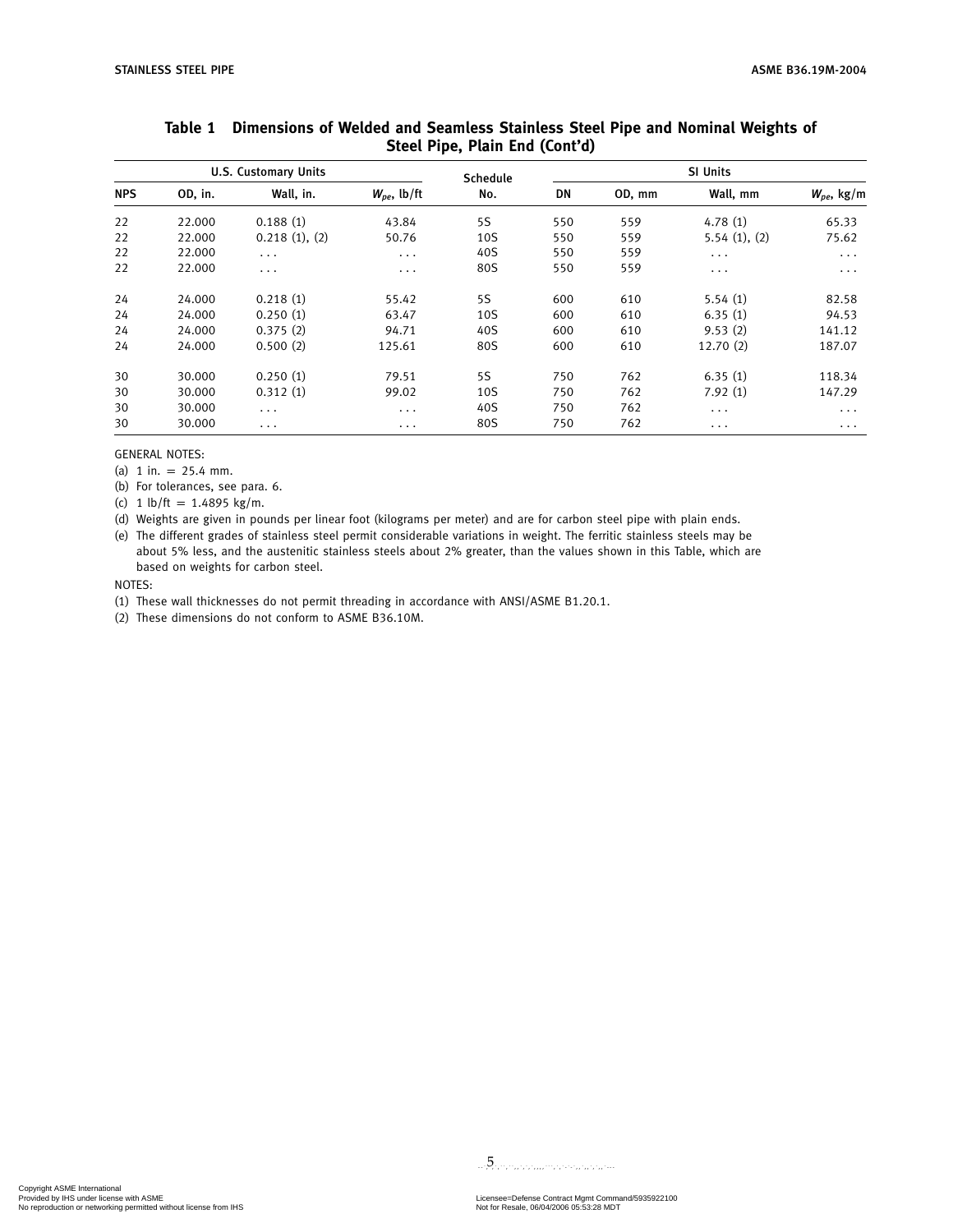**Table 1 Dimensions of Welded and Seamless Stainless Steel Pipe and Nominal Weights of Steel Pipe, Plain End (Cont'd)**

| U.S. Customary Units | | | | Schedule | SI Units | | | |
|---|---|---|---|---|---|---|---|---|
| NPS | OD, in. | Wall, in. | $W_{pe}$, lb/ft | No. | DN | OD, mm | Wall, mm | $W_{pe}$, kg/m |
| 22 | 22.000 | 0.188 (1) | 43.84 | 5S | 550 | 559 | 4.78 (1) | 65.33 |
| 22 | 22.000 | 0.218 (1), (2) | 50.76 | 10S | 550 | 559 | 5.54 (1), (2) | 75.62 |
| 22 | 22.000 | . . . | . . . | 40S | 550 | 559 | . . . | . . . |
| 22 | 22.000 | . . . | . . . | 80S | 550 | 559 | . . . | . . . |
| 24 | 24.000 | 0.218 (1) | 55.42 | 5S | 600 | 610 | 5.54 (1) | 82.58 |
| 24 | 24.000 | 0.250 (1) | 63.47 | 10S | 600 | 610 | 6.35 (1) | 94.53 |
| 24 | 24.000 | 0.375 (2) | 94.71 | 40S | 600 | 610 | 9.53 (2) | 141.12 |
| 24 | 24.000 | 0.500 (2) | 125.61 | 80S | 600 | 610 | 12.70 (2) | 187.07 |
| 30 | 30.000 | 0.250 (1) | 79.51 | 5S | 750 | 762 | 6.35 (1) | 118.34 |
| 30 | 30.000 | 0.312 (1) | 99.02 | 10S | 750 | 762 | 7.92 (1) | 147.29 |
| 30 | 30.000 | . . . | . . . | 40S | 750 | 762 | . . . | . . . |
| 30 | 30.000 | . . . | . . . | 80S | 750 | 762 | . . . | . . . |

GENERAL NOTES:

(a) 1 in. = 25.4 mm.

(b) For tolerances, see para. 6.

(c) 1 lb/ft = 1.4895 kg/m.

(d) Weights are given in pounds per linear foot (kilograms per meter) and are for carbon steel pipe with plain ends.

(e) The different grades of stainless steel permit considerable variations in weight. The ferritic stainless steels may be about 5% less, and the austenitic stainless steels about 2% greater, than the values shown in this Table, which are based on weights for carbon steel.

NOTES:

(1) These wall thicknesses do not permit threading in accordance with ANSI/ASME B1.20.1.

(2) These dimensions do not conform to ASME B36.10M.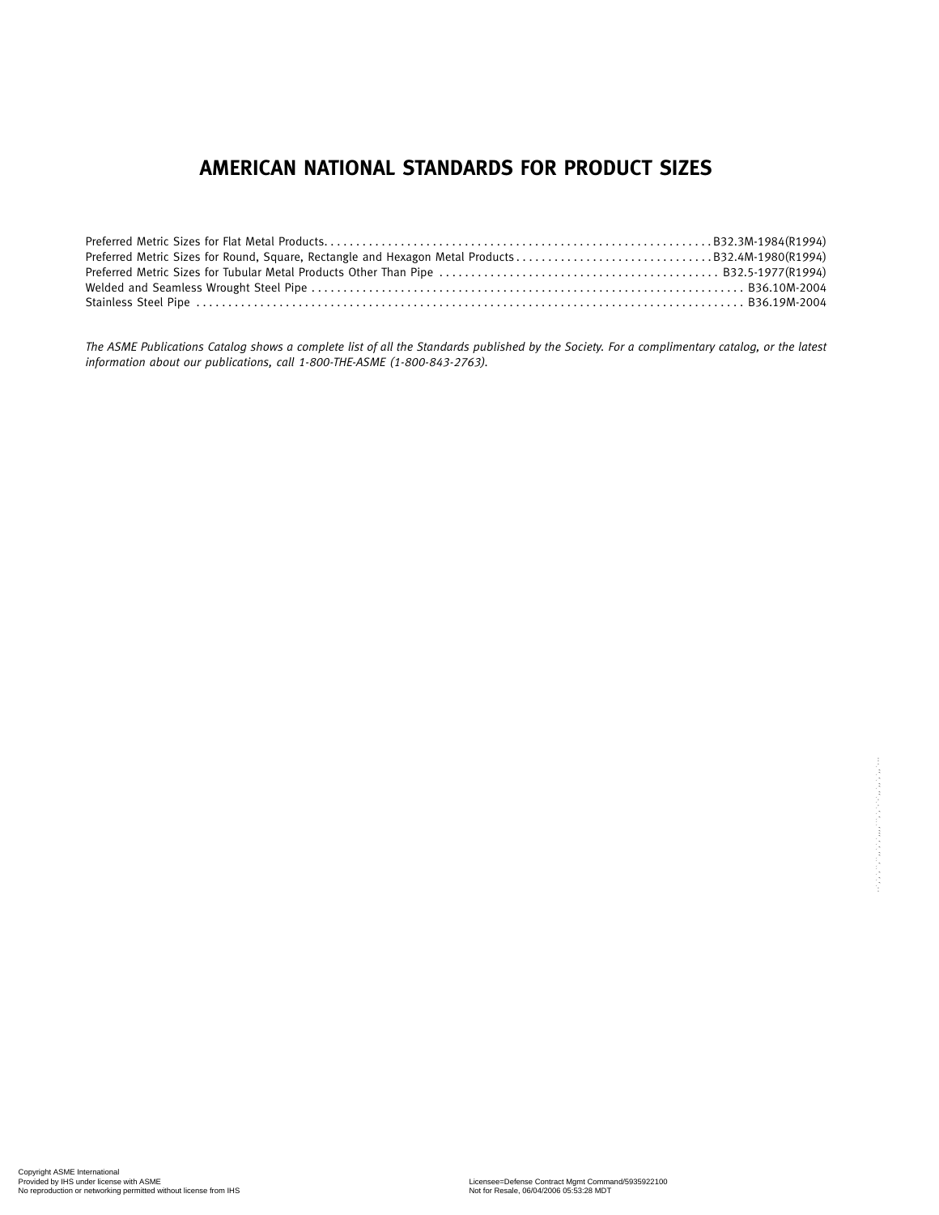# AMERICAN NATIONAL STANDARDS FOR PRODUCT SIZES

Preferred Metric Sizes for Flat Metal Products. . . . . . . . . . . . . . . . . . . . . . . . . . . . . . . . . . . . . . . . . . . . . . . . . . . . . . . . . . . . B32.3M-1984(R1994)
Preferred Metric Sizes for Round, Square, Rectangle and Hexagon Metal Products . . . . . . . . . . . . . . . . . . . . . . . . . . . . . . . B32.4M-1980(R1994)
Preferred Metric Sizes for Tubular Metal Products Other Than Pipe . . . . . . . . . . . . . . . . . . . . . . . . . . . . . . . . . . . . . . . . . . . . B32.5-1977(R1994)
Welded and Seamless Wrought Steel Pipe . . . . . . . . . . . . . . . . . . . . . . . . . . . . . . . . . . . . . . . . . . . . . . . . . . . . . . . . . . . . . . . . . . . . B36.10M-2004
Stainless Steel Pipe . . . . . . . . . . . . . . . . . . . . . . . . . . . . . . . . . . . . . . . . . . . . . . . . . . . . . . . . . . . . . . . . . . . . . . . . . . . . . . . . . . . . . . . . . B36.19M-2004

*The ASME Publications Catalog shows a complete list of all the Standards published by the Society. For a complimentary catalog, or the latest information about our publications, call 1-800-THE-ASME (1-800-843-2763).*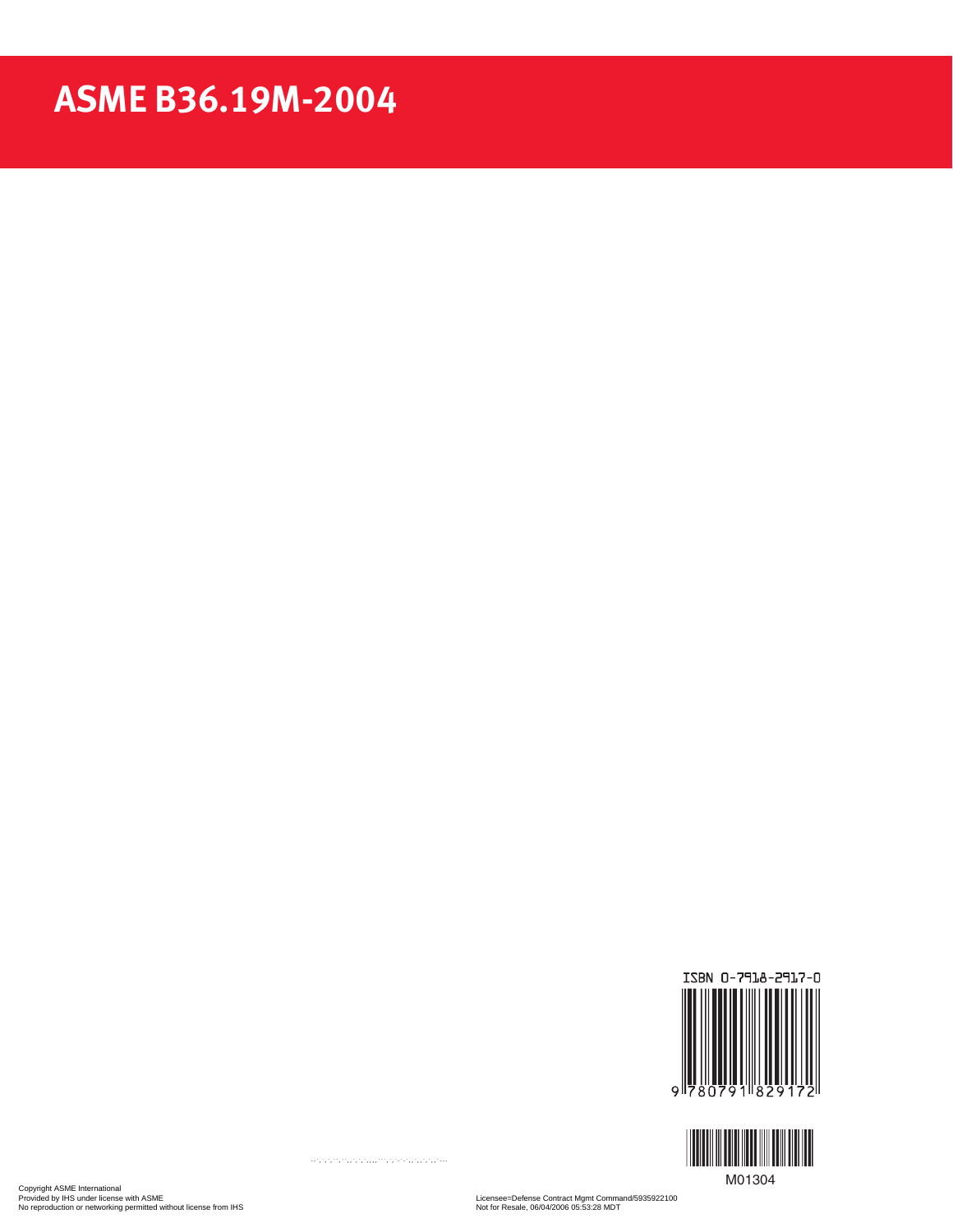# ASME B36.19M-2004

ISBN 0-7918-2917-0

9 780791 829172

M01304